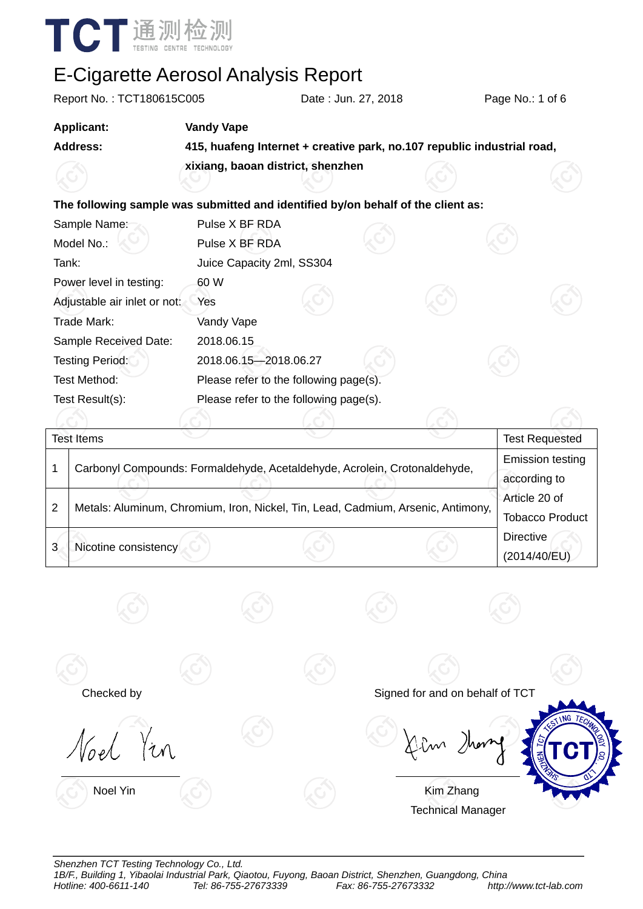TCT 通测检测 TESTING CENTRE TECHNOLOGY

# E-Cigarette Aerosol Analysis Report

Report No. : TCT180615C005    Date : Jun. 27, 2018

**Applicant:** **Vandy Vape**

**Address:** **415, huafeng Internet + creative park, no.107 republic industrial road, xixiang, baoan district, shenzhen**

**The following sample was submitted and identified by/on behalf of the client as:**

| | |
|---|---|
| Sample Name: | Pulse X BF RDA |
| Model No.: | Pulse X BF RDA |
| Tank: | Juice Capacity 2ml, SS304 |
| Power level in testing: | 60 W |
| Adjustable air inlet or not: | Yes |
| Trade Mark: | Vandy Vape |
| Sample Received Date: | 2018.06.15 |
| Testing Period: | 2018.06.15—2018.06.27 |
| Test Method: | Please refer to the following page(s). |
| Test Result(s): | Please refer to the following page(s). |

| | Test Items | Test Requested |
|---|---|---|
| 1 | Carbonyl Compounds: Formaldehyde, Acetaldehyde, Acrolein, Crotonaldehyde, | Emission testing according to Article 20 of Tobacco Product Directive (2014/40/EU) |
| 2 | Metals: Aluminum, Chromium, Iron, Nickel, Tin, Lead, Cadmium, Arsenic, Antimony, | |
| 3 | Nicotine consistency | |

Checked by

Noel Yin

Signed for and on behalf of TCT

Kim Zhang
Technical Manager

*Shenzhen TCT Testing Technology Co., Ltd.*
*1B/F., Building 1, Yibaolai Industrial Park, Qiaotou, Fuyong, Baoan District, Shenzhen, Guangdong, China*
*Hotline: 400-6611-140    Tel: 86-755-27673339    Fax: 86-755-27673332    http://www.tct-lab.com*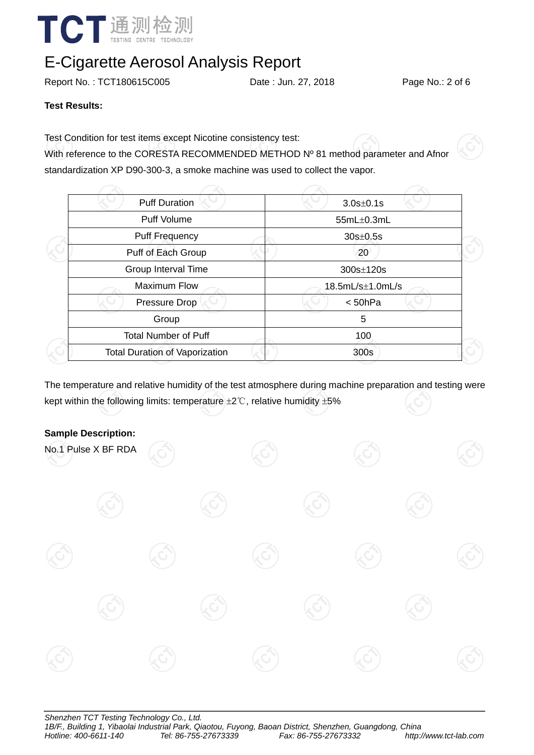# E-Cigarette Aerosol Analysis Report

Report No. : TCT180615C005    Date : Jun. 27, 2018

**Test Results:**

Test Condition for test items except Nicotine consistency test:
With reference to the CORESTA RECOMMENDED METHOD Nº 81 method parameter and Afnor standardization XP D90-300-3, a smoke machine was used to collect the vapor.

| Puff Duration | 3.0s±0.1s |
|---|---|
| Puff Volume | 55mL±0.3mL |
| Puff Frequency | 30s±0.5s |
| Puff of Each Group | 20 |
| Group Interval Time | 300s±120s |
| Maximum Flow | 18.5mL/s±1.0mL/s |
| Pressure Drop | < 50hPa |
| Group | 5 |
| Total Number of Puff | 100 |
| Total Duration of Vaporization | 300s |

The temperature and relative humidity of the test atmosphere during machine preparation and testing were kept within the following limits: temperature ±2℃, relative humidity ±5%

**Sample Description:**
No.1 Pulse X BF RDA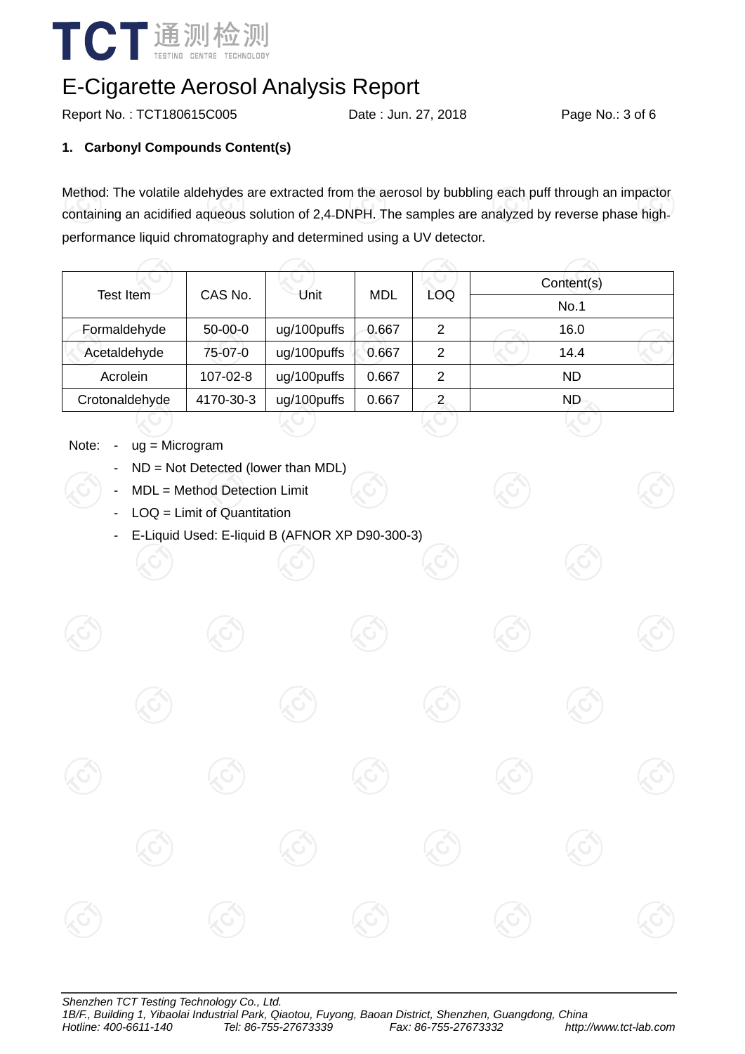# E-Cigarette Aerosol Analysis Report

Report No. : TCT180615C005 Date : Jun. 27, 2018

## 1. Carbonyl Compounds Content(s)

Method: The volatile aldehydes are extracted from the aerosol by bubbling each puff through an impactor containing an acidified aqueous solution of 2,4-DNPH. The samples are analyzed by reverse phase high-performance liquid chromatography and determined using a UV detector.

| Test Item | CAS No. | Unit | MDL | LOQ | Content(s) |
|---|---|---|---|---|---|
| | | | | | No.1 |
| Formaldehyde | 50-00-0 | ug/100puffs | 0.667 | 2 | 16.0 |
| Acetaldehyde | 75-07-0 | ug/100puffs | 0.667 | 2 | 14.4 |
| Acrolein | 107-02-8 | ug/100puffs | 0.667 | 2 | ND |
| Crotonaldehyde | 4170-30-3 | ug/100puffs | 0.667 | 2 | ND |

Note:
- ug = Microgram
- ND = Not Detected (lower than MDL)
- MDL = Method Detection Limit
- LOQ = Limit of Quantitation
- E-Liquid Used: E-liquid B (AFNOR XP D90-300-3)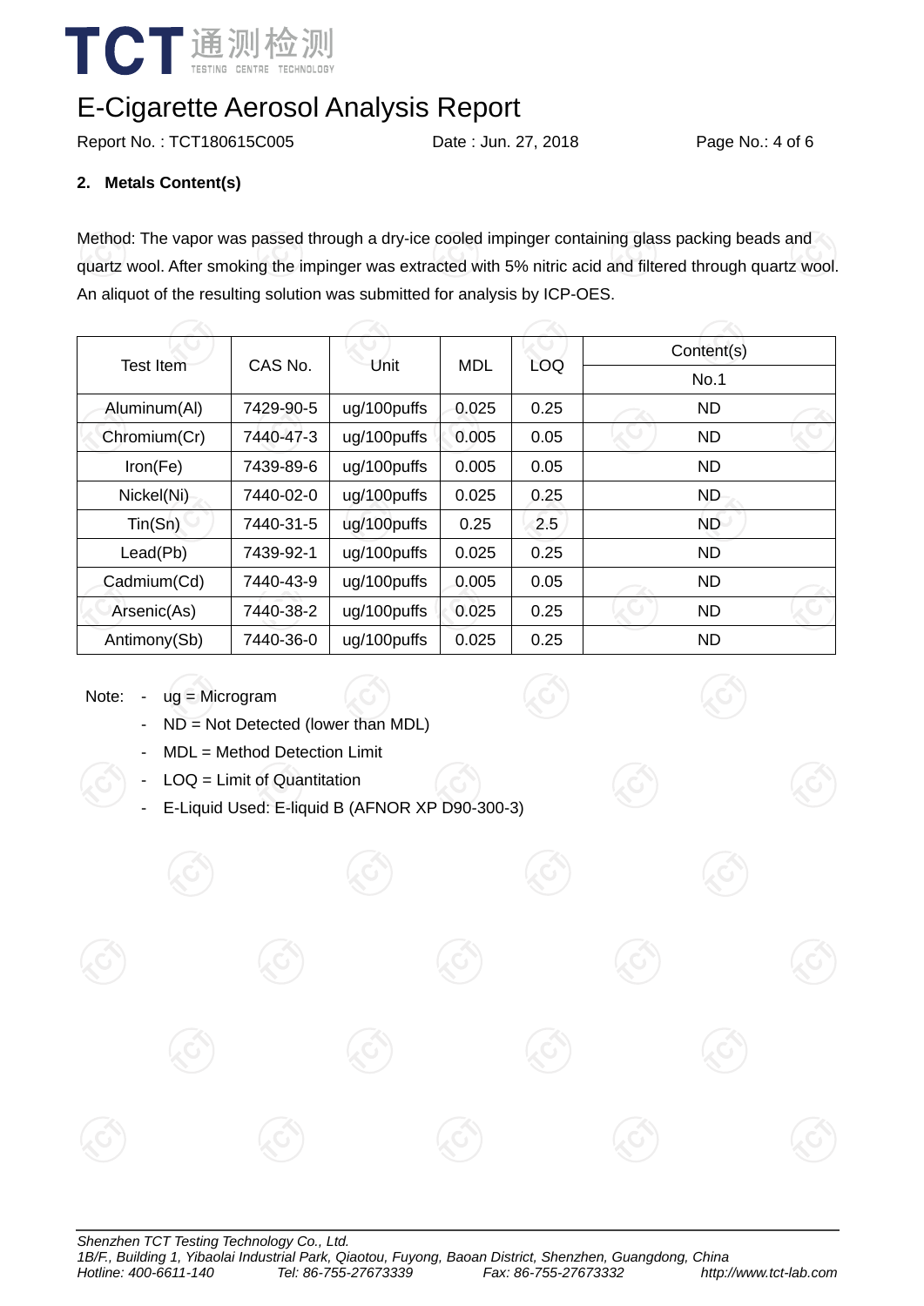# E-Cigarette Aerosol Analysis Report

Report No. : TCT180615C005 Date : Jun. 27, 2018

## 2. Metals Content(s)

Method: The vapor was passed through a dry-ice cooled impinger containing glass packing beads and quartz wool. After smoking the impinger was extracted with 5% nitric acid and filtered through quartz wool. An aliquot of the resulting solution was submitted for analysis by ICP-OES.

| Test Item | CAS No. | Unit | MDL | LOQ | Content(s) |
|---|---|---|---|---|---|
| | | | | | No.1 |
| Aluminum(Al) | 7429-90-5 | ug/100puffs | 0.025 | 0.25 | ND |
| Chromium(Cr) | 7440-47-3 | ug/100puffs | 0.005 | 0.05 | ND |
| Iron(Fe) | 7439-89-6 | ug/100puffs | 0.005 | 0.05 | ND |
| Nickel(Ni) | 7440-02-0 | ug/100puffs | 0.025 | 0.25 | ND |
| Tin(Sn) | 7440-31-5 | ug/100puffs | 0.25 | 2.5 | ND |
| Lead(Pb) | 7439-92-1 | ug/100puffs | 0.025 | 0.25 | ND |
| Cadmium(Cd) | 7440-43-9 | ug/100puffs | 0.005 | 0.05 | ND |
| Arsenic(As) | 7440-38-2 | ug/100puffs | 0.025 | 0.25 | ND |
| Antimony(Sb) | 7440-36-0 | ug/100puffs | 0.025 | 0.25 | ND |

Note:
- ug = Microgram
- ND = Not Detected (lower than MDL)
- MDL = Method Detection Limit
- LOQ = Limit of Quantitation
- E-Liquid Used: E-liquid B (AFNOR XP D90-300-3)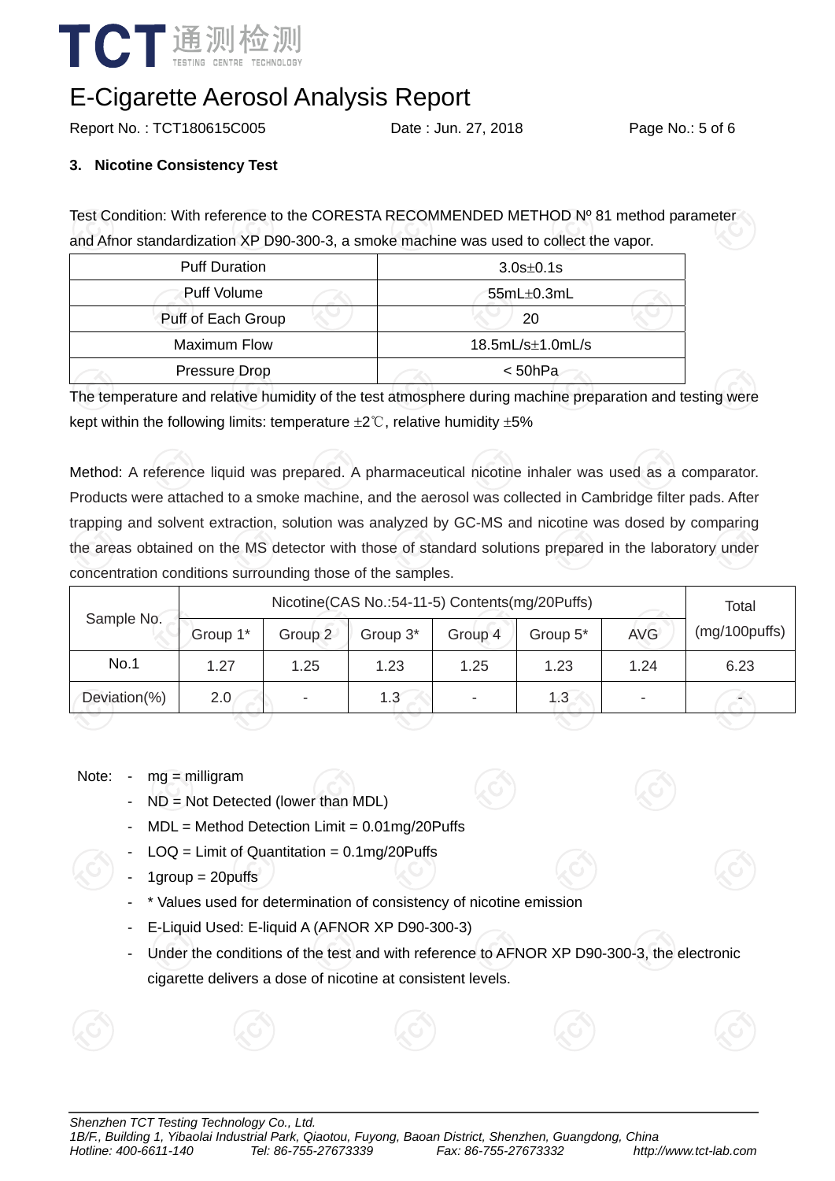# E-Cigarette Aerosol Analysis Report

Report No. : TCT180615C005 Date : Jun. 27, 2018

### 3. Nicotine Consistency Test

Test Condition: With reference to the CORESTA RECOMMENDED METHOD Nº 81 method parameter and Afnor standardization XP D90-300-3, a smoke machine was used to collect the vapor.

| Puff Duration | 3.0s±0.1s |
|---|---|
| Puff Volume | 55mL±0.3mL |
| Puff of Each Group | 20 |
| Maximum Flow | 18.5mL/s±1.0mL/s |
| Pressure Drop | < 50hPa |

The temperature and relative humidity of the test atmosphere during machine preparation and testing were kept within the following limits: temperature ±2℃, relative humidity ±5%

Method: A reference liquid was prepared. A pharmaceutical nicotine inhaler was used as a comparator. Products were attached to a smoke machine, and the aerosol was collected in Cambridge filter pads. After trapping and solvent extraction, solution was analyzed by GC-MS and nicotine was dosed by comparing the areas obtained on the MS detector with those of standard solutions prepared in the laboratory under concentration conditions surrounding those of the samples.

| Sample No. | Nicotine(CAS No.:54-11-5) Contents(mg/20Puffs) | | | | | | Total (mg/100puffs) |
|---|---|---|---|---|---|---|---|
| | Group 1* | Group 2 | Group 3* | Group 4 | Group 5* | AVG | |
| No.1 | 1.27 | 1.25 | 1.23 | 1.25 | 1.23 | 1.24 | 6.23 |
| Deviation(%) | 2.0 | - | 1.3 | - | 1.3 | - | - |

Note:
- mg = milligram
- ND = Not Detected (lower than MDL)
- MDL = Method Detection Limit = 0.01mg/20Puffs
- LOQ = Limit of Quantitation = 0.1mg/20Puffs
- 1group = 20puffs
- * Values used for determination of consistency of nicotine emission
- E-Liquid Used: E-liquid A (AFNOR XP D90-300-3)
- Under the conditions of the test and with reference to AFNOR XP D90-300-3, the electronic cigarette delivers a dose of nicotine at consistent levels.

*Shenzhen TCT Testing Technology Co., Ltd.*
*1B/F., Building 1, Yibaolai Industrial Park, Qiaotou, Fuyong, Baoan District, Shenzhen, Guangdong, China*
*Hotline: 400-6611-140 Tel: 86-755-27673339 Fax: 86-755-27673332 http://www.tct-lab.com*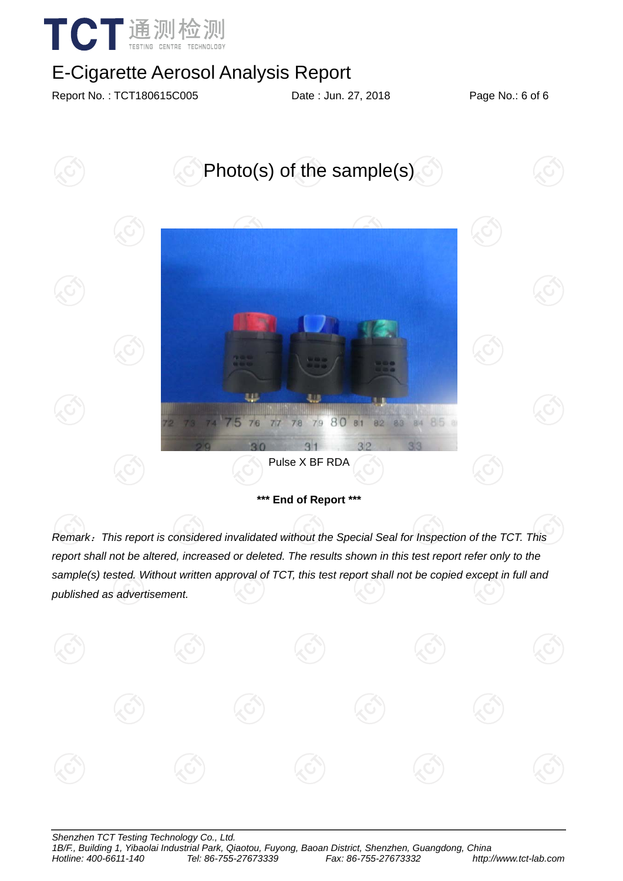# Photo(s) of the sample(s)

Pulse X BF RDA

**\*\*\* End of Report \*\*\***

*Remark：This report is considered invalidated without the Special Seal for Inspection of the TCT. This report shall not be altered, increased or deleted. The results shown in this test report refer only to the sample(s) tested. Without written approval of TCT, this test report shall not be copied except in full and published as advertisement.*